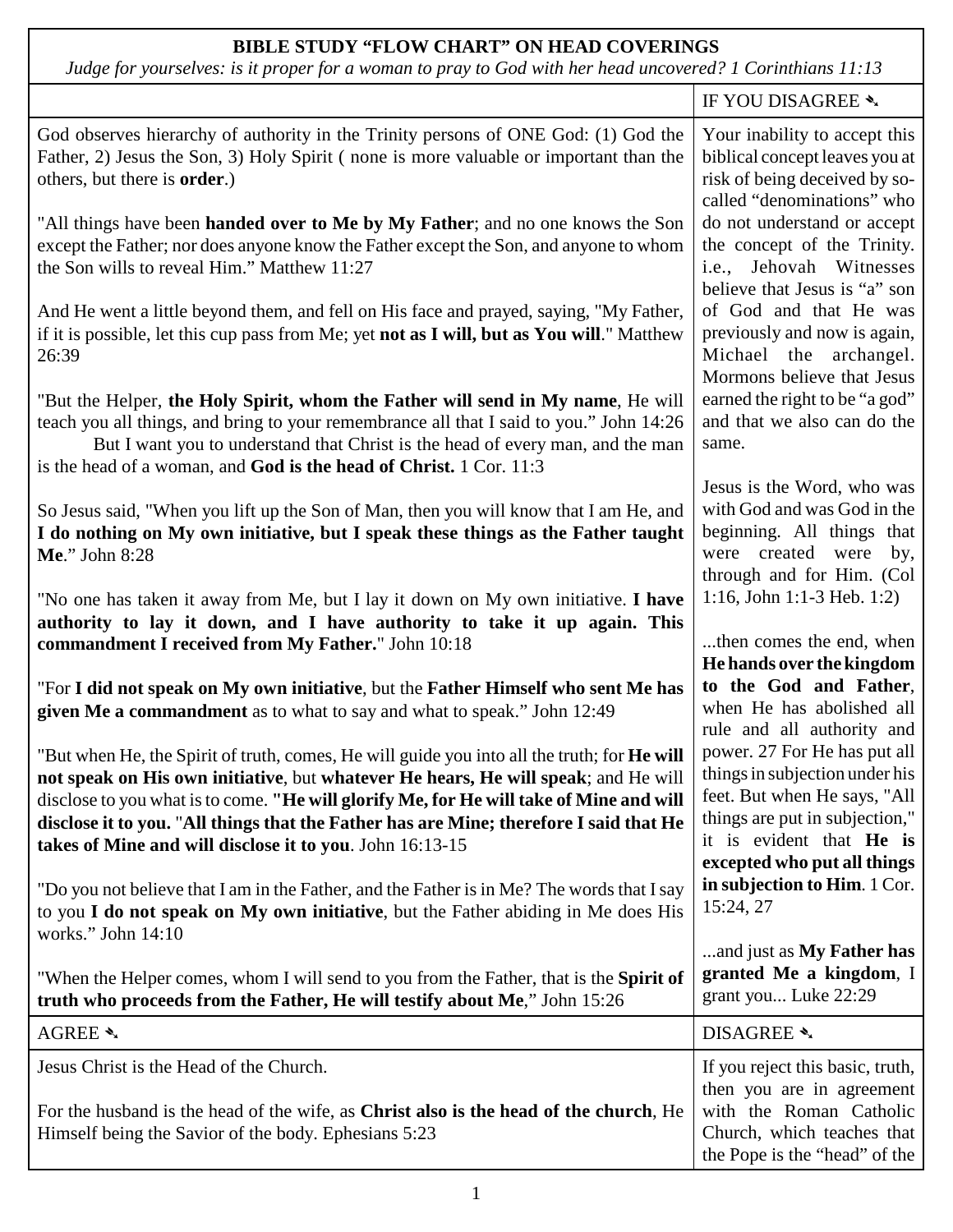**BIBLE STUDY "FLOW CHART" ON HEAD COVERINGS**

*Judge for yourselves: is it proper for a woman to pray to God with her head uncovered? 1 Corinthians 11:13*

| | IF YOU DISAGREE ➘ |
|---|---|
| God observes hierarchy of authority in the Trinity persons of ONE God: (1) God the Father, 2) Jesus the Son, 3) Holy Spirit ( none is more valuable or important than the others, but there is **order**.)<br><br>"All things have been **handed over to Me by My Father**; and no one knows the Son except the Father; nor does anyone know the Father except the Son, and anyone to whom the Son wills to reveal Him." Matthew 11:27<br><br>And He went a little beyond them, and fell on His face and prayed, saying, "My Father, if it is possible, let this cup pass from Me; yet **not as I will, but as You will**." Matthew 26:39<br><br>"But the Helper, **the Holy Spirit, whom the Father will send in My name**, He will teach you all things, and bring to your remembrance all that I said to you." John 14:26<br>But I want you to understand that Christ is the head of every man, and the man is the head of a woman, and **God is the head of Christ.** 1 Cor. 11:3<br><br>So Jesus said, "When you lift up the Son of Man, then you will know that I am He, and **I do nothing on My own initiative, but I speak these things as the Father taught Me**." John 8:28<br><br>"No one has taken it away from Me, but I lay it down on My own initiative. **I have authority to lay it down, and I have authority to take it up again. This commandment I received from My Father.**" John 10:18<br><br>"For **I did not speak on My own initiative**, but the **Father Himself who sent Me has given Me a commandment** as to what to say and what to speak." John 12:49<br><br>"But when He, the Spirit of truth, comes, He will guide you into all the truth; for **He will not speak on His own initiative**, but **whatever He hears, He will speak**; and He will disclose to you what is to come. **"He will glorify Me, for He will take of Mine and will disclose it to you.** "**All things that the Father has are Mine; therefore I said that He takes of Mine and will disclose it to you**. John 16:13-15<br><br>"Do you not believe that I am in the Father, and the Father is in Me? The words that I say to you **I do not speak on My own initiative**, but the Father abiding in Me does His works." John 14:10<br><br>"When the Helper comes, whom I will send to you from the Father, that is the **Spirit of truth who proceeds from the Father, He will testify about Me**," John 15:26 | Your inability to accept this biblical concept leaves you at risk of being deceived by so-called "denominations" who do not understand or accept the concept of the Trinity. i.e., Jehovah Witnesses believe that Jesus is "a" son of God and that He was previously and now is again, Michael the archangel. Mormons believe that Jesus earned the right to be "a god" and that we also can do the same.<br><br>Jesus is the Word, who was with God and was God in the beginning. All things that were created were by, through and for Him. (Col 1:16, John 1:1-3 Heb. 1:2)<br><br>...then comes the end, when **He hands over the kingdom to the God and Father**, when He has abolished all rule and all authority and power. 27 For He has put all things in subjection under his feet. But when He says, "All things are put in subjection," it is evident that **He is excepted who put all things in subjection to Him**. 1 Cor. 15:24, 27<br><br>...and just as **My Father has granted Me a kingdom**, I grant you... Luke 22:29 |
| AGREE ➘ | DISAGREE ➘ |
| Jesus Christ is the Head of the Church.<br><br>For the husband is the head of the wife, as **Christ also is the head of the church**, He Himself being the Savior of the body. Ephesians 5:23 | If you reject this basic, truth, then you are in agreement with the Roman Catholic Church, which teaches that the Pope is the "head" of the |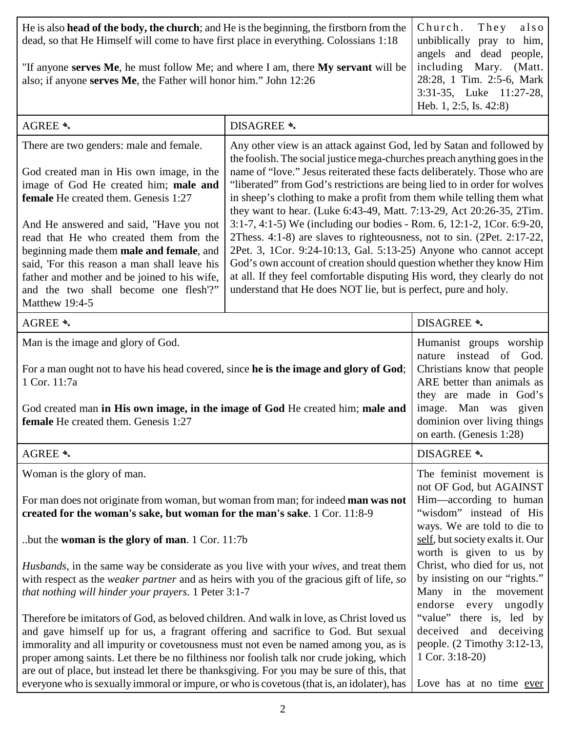| | |
|---|---|
| He is also **head of the body, the church**; and He is the beginning, the firstborn from the dead, so that He Himself will come to have first place in everything. Colossians 1:18<br><br>"If anyone **serves Me**, he must follow Me; and where I am, there **My servant** will be also; if anyone **serves Me**, the Father will honor him." John 12:26 | Church. They also unbiblically pray to him, angels and dead people, including Mary. (Matt. 28:28, 1 Tim. 2:5-6, Mark 3:31-35, Luke 11:27-28, Heb. 1, 2:5, Is. 42:8) |

| AGREE ✎ | DISAGREE ✎ |
|---|---|
| There are two genders: male and female.<br><br>God created man in His own image, in the image of God He created him; **male and female** He created them. Genesis 1:27<br><br>And He answered and said, "Have you not read that He who created them from the beginning made them **male and female**, and said, 'For this reason a man shall leave his father and mother and be joined to his wife, and the two shall become one flesh'?" Matthew 19:4-5 | Any other view is an attack against God, led by Satan and followed by the foolish. The social justice mega-churches preach anything goes in the name of "love." Jesus reiterated these facts deliberately. Those who are "liberated" from God's restrictions are being lied to in order for wolves in sheep's clothing to make a profit from them while telling them what they want to hear. (Luke 6:43-49, Matt. 7:13-29, Act 20:26-35, 2Tim. 3:1-7, 4:1-5) We (including our bodies - Rom. 6, 12:1-2, 1Cor. 6:9-20, 2Thess. 4:1-8) are slaves to righteousness, not to sin. (2Pet. 2:17-22, 2Pet. 3, 1Cor. 9:24-10:13, Gal. 5:13-25) Anyone who cannot accept God's own account of creation should question whether they know Him at all. If they feel comfortable disputing His word, they clearly do not understand that He does NOT lie, but is perfect, pure and holy. |

| AGREE ✎ | DISAGREE ✎ |
|---|---|
| Man is the image and glory of God.<br><br>For a man ought not to have his head covered, since **he is the image and glory of God**; 1 Cor. 11:7a<br><br>God created man **in His own image, in the image of God** He created him; **male and female** He created them. Genesis 1:27 | Humanist groups worship nature instead of God. Christians know that people ARE better than animals as they are made in God's image. Man was given dominion over living things on earth. (Genesis 1:28) |

| AGREE ✎ | DISAGREE ✎ |
|---|---|
| Woman is the glory of man.<br><br>For man does not originate from woman, but woman from man; for indeed **man was not created for the woman's sake, but woman for the man's sake**. 1 Cor. 11:8-9<br><br>..but the **woman is the glory of man**. 1 Cor. 11:7b<br><br>*Husbands*, in the same way be considerate as you live with your *wives*, and treat them with respect as the *weaker partner* and as heirs with you of the gracious gift of life, *so that nothing will hinder your prayers*. 1 Peter 3:1-7<br><br>Therefore be imitators of God, as beloved children. And walk in love, as Christ loved us and gave himself up for us, a fragrant offering and sacrifice to God. But sexual immorality and all impurity or covetousness must not even be named among you, as is proper among saints. Let there be no filthiness nor foolish talk nor crude joking, which are out of place, but instead let there be thanksgiving. For you may be sure of this, that everyone who is sexually immoral or impure, or who is covetous (that is, an idolater), has | The feminist movement is not OF God, but AGAINST Him—according to human "wisdom" instead of His ways. We are told to die to self, but society exalts it. Our worth is given to us by Christ, who died for us, not by insisting on our "rights." Many in the movement endorse every ungodly "value" there is, led by deceived and deceiving people. (2 Timothy 3:12-13, 1 Cor. 3:18-20)<br><br>Love has at no time ever |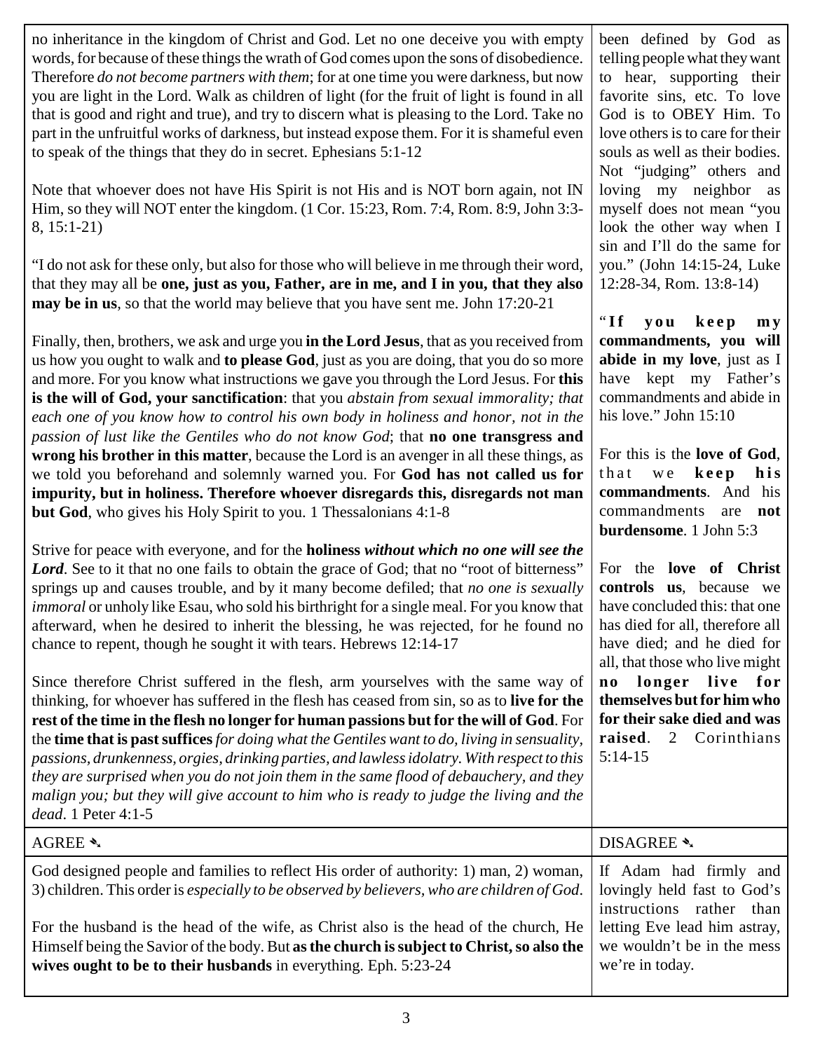no inheritance in the kingdom of Christ and God. Let no one deceive you with empty words, for because of these things the wrath of God comes upon the sons of disobedience. Therefore *do not become partners with them*; for at one time you were darkness, but now you are light in the Lord. Walk as children of light (for the fruit of light is found in all that is good and right and true), and try to discern what is pleasing to the Lord. Take no part in the unfruitful works of darkness, but instead expose them. For it is shameful even to speak of the things that they do in secret. Ephesians 5:1-12

Note that whoever does not have His Spirit is not His and is NOT born again, not IN Him, so they will NOT enter the kingdom. (1 Cor. 15:23, Rom. 7:4, Rom. 8:9, John 3:3-8, 15:1-21)

"I do not ask for these only, but also for those who will believe in me through their word, that they may all be **one, just as you, Father, are in me, and I in you, that they also may be in us**, so that the world may believe that you have sent me. John 17:20-21

Finally, then, brothers, we ask and urge you **in the Lord Jesus**, that as you received from us how you ought to walk and **to please God**, just as you are doing, that you do so more and more. For you know what instructions we gave you through the Lord Jesus. For **this is the will of God, your sanctification**: that you *abstain from sexual immorality; that each one of you know how to control his own body in holiness and honor, not in the passion of lust like the Gentiles who do not know God*; that **no one transgress and wrong his brother in this matter**, because the Lord is an avenger in all these things, as we told you beforehand and solemnly warned you. For **God has not called us for impurity, but in holiness. Therefore whoever disregards this, disregards not man but God**, who gives his Holy Spirit to you. 1 Thessalonians 4:1-8

Strive for peace with everyone, and for the **holiness** ***without which no one will see the Lord***. See to it that no one fails to obtain the grace of God; that no "root of bitterness" springs up and causes trouble, and by it many become defiled; that *no one is sexually immoral* or unholy like Esau, who sold his birthright for a single meal. For you know that afterward, when he desired to inherit the blessing, he was rejected, for he found no chance to repent, though he sought it with tears. Hebrews 12:14-17

Since therefore Christ suffered in the flesh, arm yourselves with the same way of thinking, for whoever has suffered in the flesh has ceased from sin, so as to **live for the rest of the time in the flesh no longer for human passions but for the will of God**. For the **time that is past suffices** *for doing what the Gentiles want to do, living in sensuality, passions, drunkenness, orgies, drinking parties, and lawless idolatry. With respect to this they are surprised when you do not join them in the same flood of debauchery, and they malign you; but they will give account to him who is ready to judge the living and the dead*. 1 Peter 4:1-5

been defined by God as telling people what they want to hear, supporting their favorite sins, etc. To love God is to OBEY Him. To love others is to care for their souls as well as their bodies. Not "judging" others and loving my neighbor as myself does not mean "you look the other way when I sin and I'll do the same for you." (John 14:15-24, Luke 12:28-34, Rom. 13:8-14)

"**If you keep my commandments, you will abide in my love**, just as I have kept my Father's commandments and abide in his love." John 15:10

For this is the **love of God**, that we **keep his commandments**. And his commandments are **not burdensome**. 1 John 5:3

For the **love of Christ controls us**, because we have concluded this: that one has died for all, therefore all have died; and he died for all, that those who live might **no longer live for themselves but for him who for their sake died and was raised**. 2 Corinthians 5:14-15

| AGREE ✎ | DISAGREE ✎ |
|---|---|
| God designed people and families to reflect His order of authority: 1) man, 2) woman, 3) children. This order is *especially to be observed by believers, who are children of God*.<br><br>For the husband is the head of the wife, as Christ also is the head of the church, He Himself being the Savior of the body. But **as the church is subject to Christ, so also the wives ought to be to their husbands** in everything. Eph. 5:23-24 | If Adam had firmly and lovingly held fast to God's instructions rather than letting Eve lead him astray, we wouldn't be in the mess we're in today. |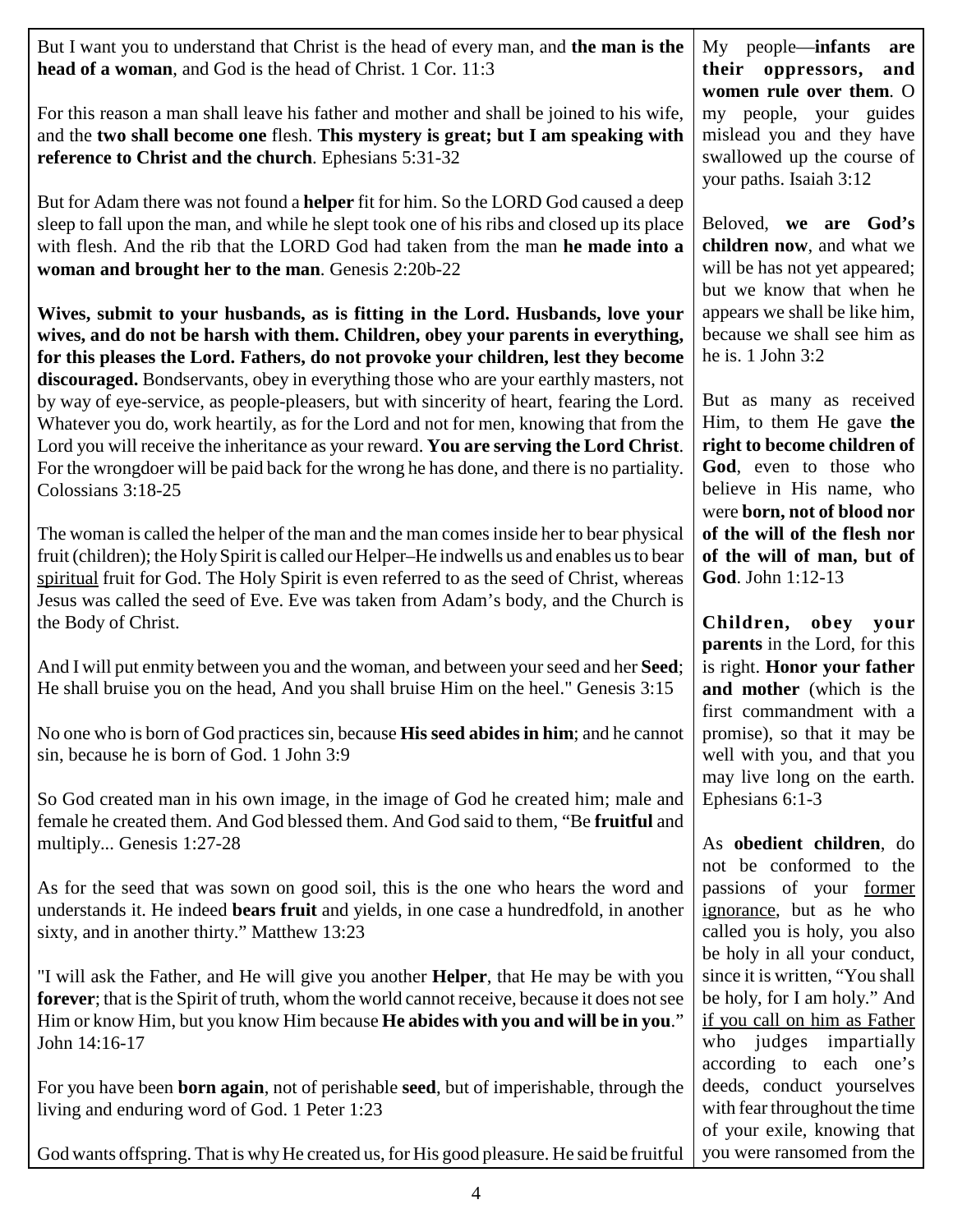But I want you to understand that Christ is the head of every man, and **the man is the head of a woman**, and God is the head of Christ. 1 Cor. 11:3

For this reason a man shall leave his father and mother and shall be joined to his wife, and the **two shall become one** flesh. **This mystery is great; but I am speaking with reference to Christ and the church**. Ephesians 5:31-32

But for Adam there was not found a **helper** fit for him. So the LORD God caused a deep sleep to fall upon the man, and while he slept took one of his ribs and closed up its place with flesh. And the rib that the LORD God had taken from the man **he made into a woman and brought her to the man**. Genesis 2:20b-22

**Wives, submit to your husbands, as is fitting in the Lord. Husbands, love your wives, and do not be harsh with them. Children, obey your parents in everything, for this pleases the Lord. Fathers, do not provoke your children, lest they become discouraged.** Bondservants, obey in everything those who are your earthly masters, not by way of eye-service, as people-pleasers, but with sincerity of heart, fearing the Lord. Whatever you do, work heartily, as for the Lord and not for men, knowing that from the Lord you will receive the inheritance as your reward. **You are serving the Lord Christ**. For the wrongdoer will be paid back for the wrong he has done, and there is no partiality. Colossians 3:18-25

The woman is called the helper of the man and the man comes inside her to bear physical fruit (children); the Holy Spirit is called our Helper–He indwells us and enables us to bear <u>spiritual</u> fruit for God. The Holy Spirit is even referred to as the seed of Christ, whereas Jesus was called the seed of Eve. Eve was taken from Adam's body, and the Church is the Body of Christ.

And I will put enmity between you and the woman, and between your seed and her **Seed**; He shall bruise you on the head, And you shall bruise Him on the heel." Genesis 3:15

No one who is born of God practices sin, because **His seed abides in him**; and he cannot sin, because he is born of God. 1 John 3:9

So God created man in his own image, in the image of God he created him; male and female he created them. And God blessed them. And God said to them, "Be **fruitful** and multiply... Genesis 1:27-28

As for the seed that was sown on good soil, this is the one who hears the word and understands it. He indeed **bears fruit** and yields, in one case a hundredfold, in another sixty, and in another thirty." Matthew 13:23

"I will ask the Father, and He will give you another **Helper**, that He may be with you **forever**; that is the Spirit of truth, whom the world cannot receive, because it does not see Him or know Him, but you know Him because **He abides with you and will be in you**." John 14:16-17

For you have been **born again**, not of perishable **seed**, but of imperishable, through the living and enduring word of God. 1 Peter 1:23

God wants offspring. That is why He created us, for His good pleasure. He said be fruitful

My people—**infants are their oppressors, and women rule over them**. O my people, your guides mislead you and they have swallowed up the course of your paths. Isaiah 3:12

Beloved, **we are God's children now**, and what we will be has not yet appeared; but we know that when he appears we shall be like him, because we shall see him as he is. 1 John 3:2

But as many as received Him, to them He gave **the right to become children of God**, even to those who believe in His name, who were **born, not of blood nor of the will of the flesh nor of the will of man, but of God**. John 1:12-13

**Children, obey your parents** in the Lord, for this is right. **Honor your father and mother** (which is the first commandment with a promise), so that it may be well with you, and that you may live long on the earth. Ephesians 6:1-3

As **obedient children**, do not be conformed to the passions of your <u>former ignorance</u>, but as he who called you is holy, you also be holy in all your conduct, since it is written, "You shall be holy, for I am holy." And <u>if you call on him as Father</u> who judges impartially according to each one's deeds, conduct yourselves with fear throughout the time of your exile, knowing that you were ransomed from the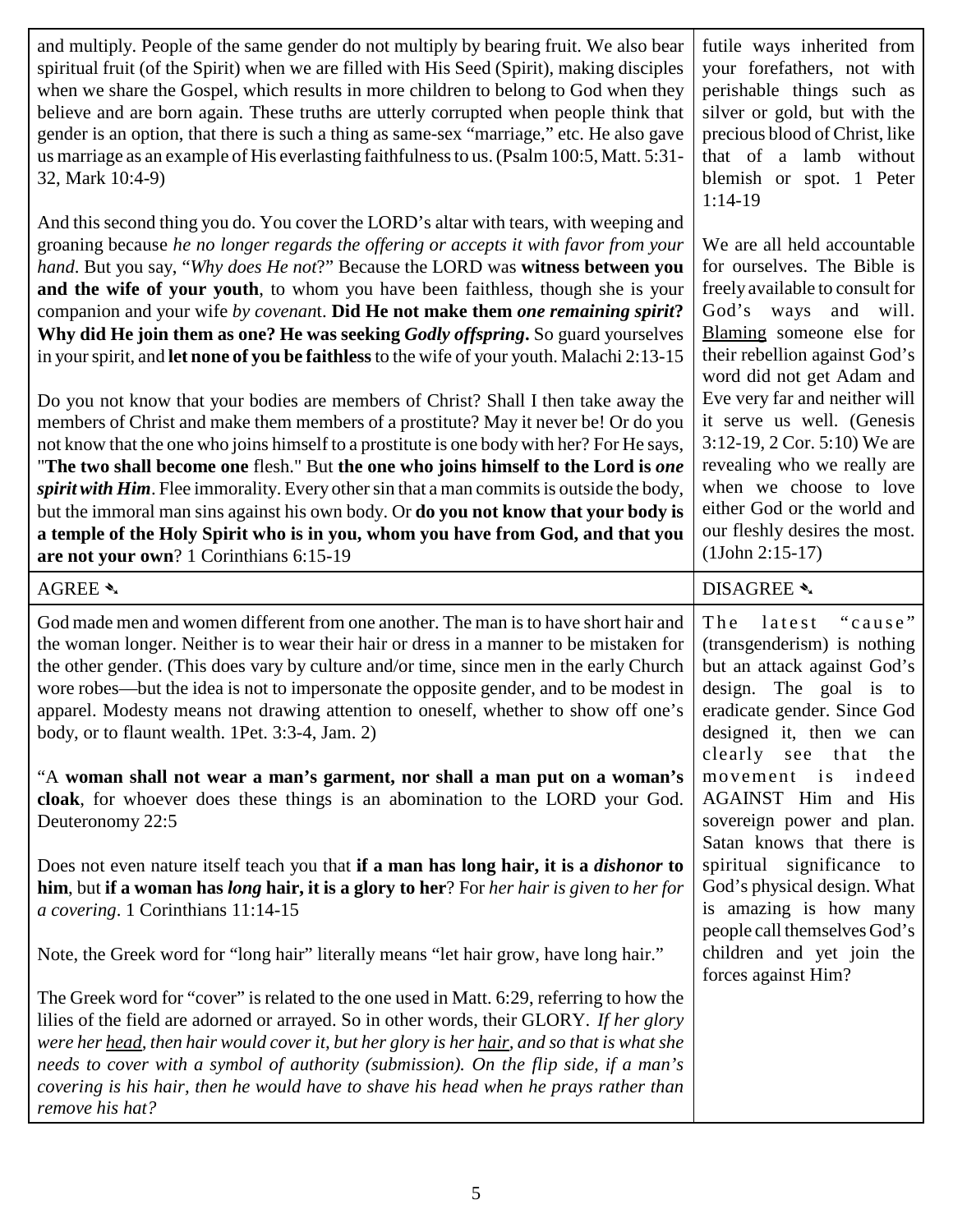| | |
|---|---|
| and multiply. People of the same gender do not multiply by bearing fruit. We also bear spiritual fruit (of the Spirit) when we are filled with His Seed (Spirit), making disciples when we share the Gospel, which results in more children to belong to God when they believe and are born again. These truths are utterly corrupted when people think that gender is an option, that there is such a thing as same-sex "marriage," etc. He also gave us marriage as an example of His everlasting faithfulness to us. (Psalm 100:5, Matt. 5:31-32, Mark 10:4-9)<br><br>And this second thing you do. You cover the LORD's altar with tears, with weeping and groaning because *he no longer regards the offering or accepts it with favor from your hand*. But you say, "*Why does He not*?" Because the LORD was **witness between you and the wife of your youth**, to whom you have been faithless, though she is your companion and your wife *by covenant*. **Did He not make them *one remaining spirit*? Why did He join them as one? He was seeking *Godly offspring*.** So guard yourselves in your spirit, and **let none of you be faithless** to the wife of your youth. Malachi 2:13-15<br><br>Do you not know that your bodies are members of Christ? Shall I then take away the members of Christ and make them members of a prostitute? May it never be! Or do you not know that the one who joins himself to a prostitute is one body with her? For He says, "**The two shall become one** flesh." But **the one who joins himself to the Lord is *one spirit with Him***. Flee immorality. Every other sin that a man commits is outside the body, but the immoral man sins against his own body. Or **do you not know that your body is a temple of the Holy Spirit who is in you, whom you have from God, and that you are not your own**? 1 Corinthians 6:15-19 | futile ways inherited from your forefathers, not with perishable things such as silver or gold, but with the precious blood of Christ, like that of a lamb without blemish or spot. 1 Peter 1:14-19<br><br>We are all held accountable for ourselves. The Bible is freely available to consult for God's ways and will. <u>Blaming</u> someone else for their rebellion against God's word did not get Adam and Eve very far and neither will it serve us well. (Genesis 3:12-19, 2 Cor. 5:10) We are revealing who we really are when we choose to love either God or the world and our fleshly desires the most. (1John 2:15-17) |
| AGREE ✎ | DISAGREE ✎ |
| God made men and women different from one another. The man is to have short hair and the woman longer. Neither is to wear their hair or dress in a manner to be mistaken for the other gender. (This does vary by culture and/or time, since men in the early Church wore robes—but the idea is not to impersonate the opposite gender, and to be modest in apparel. Modesty means not drawing attention to oneself, whether to show off one's body, or to flaunt wealth. 1Pet. 3:3-4, Jam. 2)<br><br>"A **woman shall not wear a man's garment, nor shall a man put on a woman's cloak**, for whoever does these things is an abomination to the LORD your God. Deuteronomy 22:5<br><br>Does not even nature itself teach you that **if a man has long hair, it is a *dishonor* to him**, but **if a woman has *long* hair, it is a glory to her**? For *her hair is given to her for a covering*. 1 Corinthians 11:14-15<br><br>Note, the Greek word for "long hair" literally means "let hair grow, have long hair."<br><br>The Greek word for "cover" is related to the one used in Matt. 6:29, referring to how the lilies of the field are adorned or arrayed. So in other words, their GLORY. *If her glory were her <u>head</u>, then hair would cover it, but her glory is her <u>hair</u>, and so that is what she needs to cover with a symbol of authority (submission). On the flip side, if a man's covering is his hair, then he would have to shave his head when he prays rather than remove his hat?* | The latest "cause" (transgenderism) is nothing but an attack against God's design. The goal is to eradicate gender. Since God designed it, then we can clearly see that the movement is indeed AGAINST Him and His sovereign power and plan. Satan knows that there is spiritual significance to God's physical design. What is amazing is how many people call themselves God's children and yet join the forces against Him? |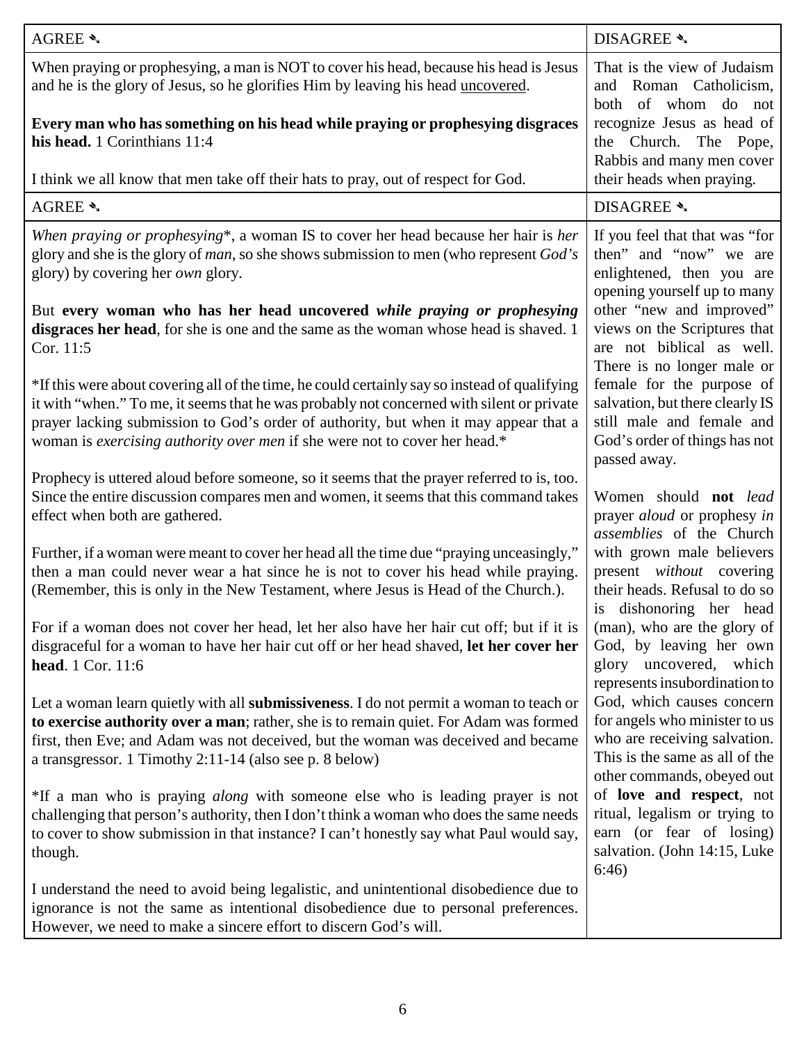| AGREE ✎ | DISAGREE ✎ |
| --- | --- |
| When praying or prophesying, a man is NOT to cover his head, because his head is Jesus and he is the glory of Jesus, so he glorifies Him by leaving his head <u>uncovered</u>.<br><br>**Every man who has something on his head while praying or prophesying disgraces his head.** 1 Corinthians 11:4<br><br>I think we all know that men take off their hats to pray, out of respect for God. | That is the view of Judaism and Roman Catholicism, both of whom do not recognize Jesus as head of the Church. The Pope, Rabbis and many men cover their heads when praying. |
| AGREE ✎ | DISAGREE ✎ |
| *When praying or prophesying*\*, a woman IS to cover her head because her hair is *her* glory and she is the glory of *man*, so she shows submission to men (who represent *God's* glory) by covering her *own* glory.<br><br>But **every woman who has her head uncovered *while praying or prophesying* disgraces her head**, for she is one and the same as the woman whose head is shaved. 1 Cor. 11:5<br><br>\*If this were about covering all of the time, he could certainly say so instead of qualifying it with "when." To me, it seems that he was probably not concerned with silent or private prayer lacking submission to God's order of authority, but when it may appear that a woman is *exercising authority over men* if she were not to cover her head.\*<br><br>Prophecy is uttered aloud before someone, so it seems that the prayer referred to is, too. Since the entire discussion compares men and women, it seems that this command takes effect when both are gathered.<br><br>Further, if a woman were meant to cover her head all the time due "praying unceasingly," then a man could never wear a hat since he is not to cover his head while praying. (Remember, this is only in the New Testament, where Jesus is Head of the Church.).<br><br>For if a woman does not cover her head, let her also have her hair cut off; but if it is disgraceful for a woman to have her hair cut off or her head shaved, **let her cover her head**. 1 Cor. 11:6<br><br>Let a woman learn quietly with all **submissiveness**. I do not permit a woman to teach or **to exercise authority over a man**; rather, she is to remain quiet. For Adam was formed first, then Eve; and Adam was not deceived, but the woman was deceived and became a transgressor. 1 Timothy 2:11-14 (also see p. 8 below)<br><br>\*If a man who is praying *along* with someone else who is leading prayer is not challenging that person's authority, then I don't think a woman who does the same needs to cover to show submission in that instance? I can't honestly say what Paul would say, though.<br><br>I understand the need to avoid being legalistic, and unintentional disobedience due to ignorance is not the same as intentional disobedience due to personal preferences. However, we need to make a sincere effort to discern God's will. | If you feel that that was "for then" and "now" we are enlightened, then you are opening yourself up to many other "new and improved" views on the Scriptures that are not biblical as well. There is no longer male or female for the purpose of salvation, but there clearly IS still male and female and God's order of things has not passed away.<br><br>Women should **not** *lead* prayer *aloud* or prophesy *in assemblies* of the Church with grown male believers present *without* covering their heads. Refusal to do so is dishonoring her head (man), who are the glory of God, by leaving her own glory uncovered, which represents insubordination to God, which causes concern for angels who minister to us who are receiving salvation. This is the same as all of the other commands, obeyed out of **love and respect**, not ritual, legalism or trying to earn (or fear of losing) salvation. (John 14:15, Luke 6:46) |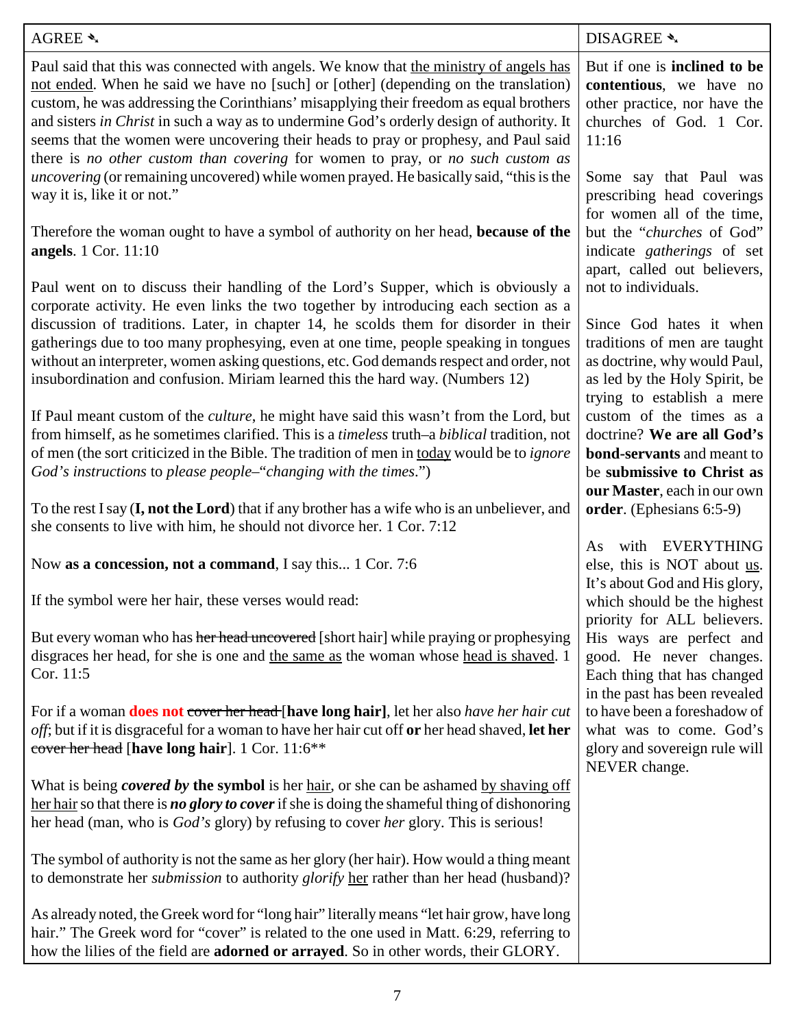| AGREE ✎ | DISAGREE ✎ |
|---|---|
| Paul said that this was connected with angels. We know that <u>the ministry of angels has not ended</u>. When he said we have no [such] or [other] (depending on the translation) custom, he was addressing the Corinthians' misapplying their freedom as equal brothers and sisters *in Christ* in such a way as to undermine God's orderly design of authority. It seems that the women were uncovering their heads to pray or prophesy, and Paul said there is *no other custom than covering* for women to pray, or *no such custom as uncovering* (or remaining uncovered) while women prayed. He basically said, "this is the way it is, like it or not."<br><br>Therefore the woman ought to have a symbol of authority on her head, **because of the angels**. 1 Cor. 11:10<br><br>Paul went on to discuss their handling of the Lord's Supper, which is obviously a corporate activity. He even links the two together by introducing each section as a discussion of traditions. Later, in chapter 14, he scolds them for disorder in their gatherings due to too many prophesying, even at one time, people speaking in tongues without an interpreter, women asking questions, etc. God demands respect and order, not insubordination and confusion. Miriam learned this the hard way. (Numbers 12)<br><br>If Paul meant custom of the *culture*, he might have said this wasn't from the Lord, but from himself, as he sometimes clarified. This is a *timeless* truth–a *biblical* tradition, not of men (the sort criticized in the Bible. The tradition of men in <u>today</u> would be to *ignore God's instructions* to *please people*–"*changing with the times*.")<br><br>To the rest I say (**I, not the Lord**) that if any brother has a wife who is an unbeliever, and she consents to live with him, he should not divorce her. 1 Cor. 7:12<br><br>Now **as a concession, not a command**, I say this... 1 Cor. 7:6<br><br>If the symbol were her hair, these verses would read:<br><br>But every woman who has ~~her head uncovered~~ [short hair] while praying or prophesying disgraces her head, for she is one and <u>the same as</u> the woman whose <u>head is shaved</u>. 1 Cor. 11:5<br><br>For if a woman **does not** ~~cover her head~~ **[have long hair]**, let her also *have her hair cut off*; but if it is disgraceful for a woman to have her hair cut off **or** her head shaved, **let her** ~~cover her head~~ [**have long hair**]. 1 Cor. 11:6**<br><br>What is being ***covered by*** **the symbol** is her <u>hair</u>, or she can be ashamed <u>by shaving off her hair</u> so that there is ***no glory to cover*** if she is doing the shameful thing of dishonoring her head (man, who is *God's* glory) by refusing to cover *her* glory. This is serious!<br><br>The symbol of authority is not the same as her glory (her hair). How would a thing meant to demonstrate her *submission* to authority *glorify* <u>her</u> rather than her head (husband)?<br><br>As already noted, the Greek word for "long hair" literally means "let hair grow, have long hair." The Greek word for "cover" is related to the one used in Matt. 6:29, referring to how the lilies of the field are **adorned or arrayed**. So in other words, their GLORY. | But if one is **inclined to be contentious**, we have no other practice, nor have the churches of God. 1 Cor. 11:16<br><br>Some say that Paul was prescribing head coverings for women all of the time, but the "*churches* of God" indicate *gatherings* of set apart, called out believers, not to individuals.<br><br>Since God hates it when traditions of men are taught as doctrine, why would Paul, as led by the Holy Spirit, be trying to establish a mere custom of the times as a doctrine? **We are all God's bond-servants** and meant to be **submissive to Christ as our Master**, each in our own **order**. (Ephesians 6:5-9)<br><br>As with EVERYTHING else, this is NOT about <u>us</u>. It's about God and His glory, which should be the highest priority for ALL believers. His ways are perfect and good. He never changes. Each thing that has changed in the past has been revealed to have been a foreshadow of what was to come. God's glory and sovereign rule will NEVER change. |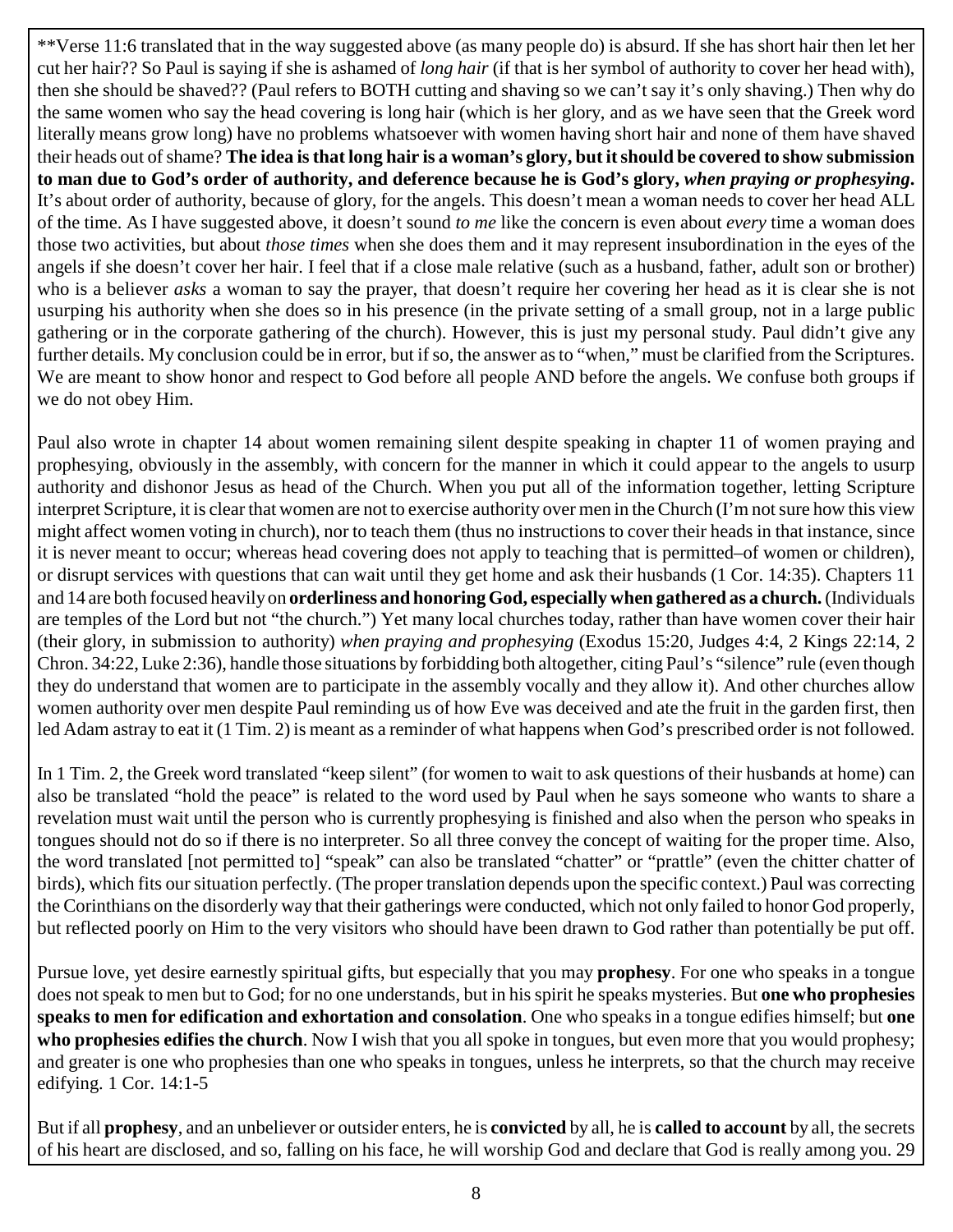**Verse 11:6 translated that in the way suggested above (as many people do) is absurd. If she has short hair then let her cut her hair?? So Paul is saying if she is ashamed of *long hair* (if that is her symbol of authority to cover her head with), then she should be shaved?? (Paul refers to BOTH cutting and shaving so we can't say it's only shaving.) Then why do the same women who say the head covering is long hair (which is her glory, and as we have seen that the Greek word literally means grow long) have no problems whatsoever with women having short hair and none of them have shaved their heads out of shame? **The idea is that long hair is a woman's glory, but it should be covered to show submission to man due to God's order of authority, and deference because he is God's glory, *when praying or prophesying*.** It's about order of authority, because of glory, for the angels. This doesn't mean a woman needs to cover her head ALL of the time. As I have suggested above, it doesn't sound *to me* like the concern is even about *every* time a woman does those two activities, but about *those times* when she does them and it may represent insubordination in the eyes of the angels if she doesn't cover her hair. I feel that if a close male relative (such as a husband, father, adult son or brother) who is a believer *asks* a woman to say the prayer, that doesn't require her covering her head as it is clear she is not usurping his authority when she does so in his presence (in the private setting of a small group, not in a large public gathering or in the corporate gathering of the church). However, this is just my personal study. Paul didn't give any further details. My conclusion could be in error, but if so, the answer as to "when," must be clarified from the Scriptures. We are meant to show honor and respect to God before all people AND before the angels. We confuse both groups if we do not obey Him.

Paul also wrote in chapter 14 about women remaining silent despite speaking in chapter 11 of women praying and prophesying, obviously in the assembly, with concern for the manner in which it could appear to the angels to usurp authority and dishonor Jesus as head of the Church. When you put all of the information together, letting Scripture interpret Scripture, it is clear that women are not to exercise authority over men in the Church (I'm not sure how this view might affect women voting in church), nor to teach them (thus no instructions to cover their heads in that instance, since it is never meant to occur; whereas head covering does not apply to teaching that is permitted–of women or children), or disrupt services with questions that can wait until they get home and ask their husbands (1 Cor. 14:35). Chapters 11 and 14 are both focused heavily on **orderliness and honoring God, especially when gathered as a church.** (Individuals are temples of the Lord but not "the church.") Yet many local churches today, rather than have women cover their hair (their glory, in submission to authority) *when praying and prophesying* (Exodus 15:20, Judges 4:4, 2 Kings 22:14, 2 Chron. 34:22, Luke 2:36), handle those situations by forbidding both altogether, citing Paul's "silence" rule (even though they do understand that women are to participate in the assembly vocally and they allow it). And other churches allow women authority over men despite Paul reminding us of how Eve was deceived and ate the fruit in the garden first, then led Adam astray to eat it (1 Tim. 2) is meant as a reminder of what happens when God's prescribed order is not followed.

In 1 Tim. 2, the Greek word translated "keep silent" (for women to wait to ask questions of their husbands at home) can also be translated "hold the peace" is related to the word used by Paul when he says someone who wants to share a revelation must wait until the person who is currently prophesying is finished and also when the person who speaks in tongues should not do so if there is no interpreter. So all three convey the concept of waiting for the proper time. Also, the word translated [not permitted to] "speak" can also be translated "chatter" or "prattle" (even the chitter chatter of birds), which fits our situation perfectly. (The proper translation depends upon the specific context.) Paul was correcting the Corinthians on the disorderly way that their gatherings were conducted, which not only failed to honor God properly, but reflected poorly on Him to the very visitors who should have been drawn to God rather than potentially be put off.

Pursue love, yet desire earnestly spiritual gifts, but especially that you may **prophesy**. For one who speaks in a tongue does not speak to men but to God; for no one understands, but in his spirit he speaks mysteries. But **one who prophesies speaks to men for edification and exhortation and consolation**. One who speaks in a tongue edifies himself; but **one who prophesies edifies the church**. Now I wish that you all spoke in tongues, but even more that you would prophesy; and greater is one who prophesies than one who speaks in tongues, unless he interprets, so that the church may receive edifying. 1 Cor. 14:1-5

But if all **prophesy**, and an unbeliever or outsider enters, he is **convicted** by all, he is **called to account** by all, the secrets of his heart are disclosed, and so, falling on his face, he will worship God and declare that God is really among you. 29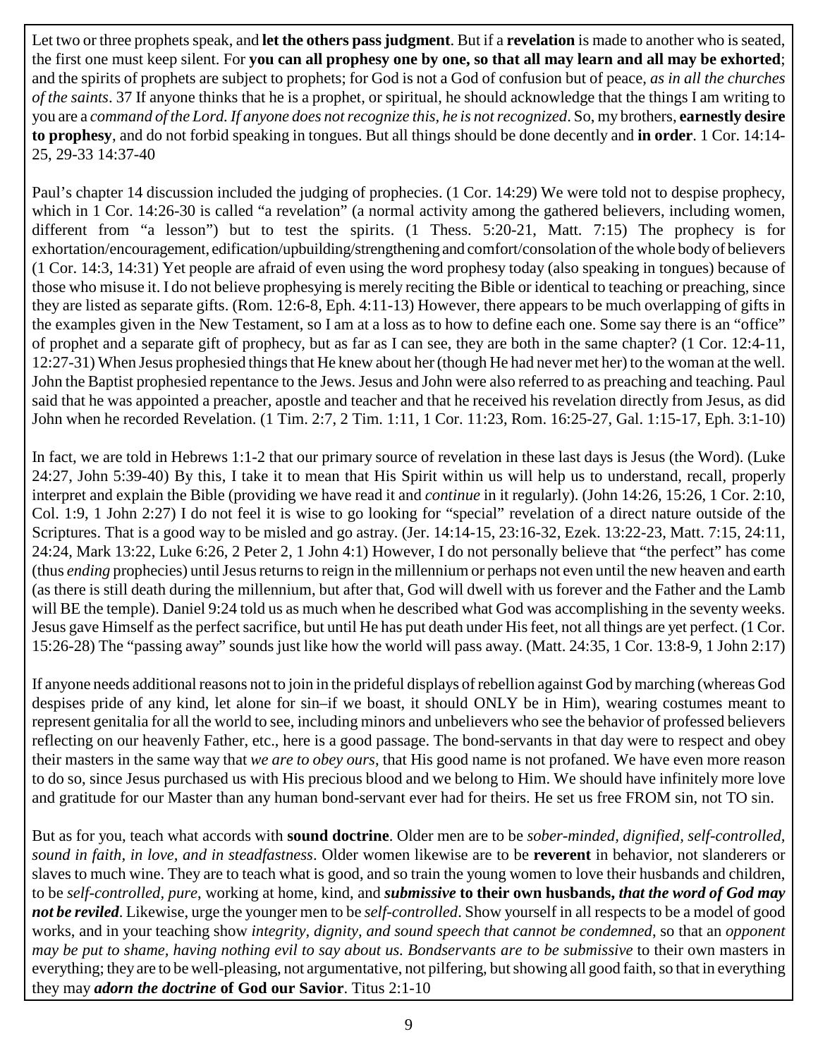Let two or three prophets speak, and **let the others pass judgment**. But if a **revelation** is made to another who is seated, the first one must keep silent. For **you can all prophesy one by one, so that all may learn and all may be exhorted**; and the spirits of prophets are subject to prophets; for God is not a God of confusion but of peace, *as in all the churches of the saints*. 37 If anyone thinks that he is a prophet, or spiritual, he should acknowledge that the things I am writing to you are a *command of the Lord. If anyone does not recognize this, he is not recognized*. So, my brothers, **earnestly desire to prophesy**, and do not forbid speaking in tongues. But all things should be done decently and **in order**. 1 Cor. 14:14-25, 29-33 14:37-40

Paul's chapter 14 discussion included the judging of prophecies. (1 Cor. 14:29) We were told not to despise prophecy, which in 1 Cor. 14:26-30 is called "a revelation" (a normal activity among the gathered believers, including women, different from "a lesson") but to test the spirits. (1 Thess. 5:20-21, Matt. 7:15) The prophecy is for exhortation/encouragement, edification/upbuilding/strengthening and comfort/consolation of the whole body of believers (1 Cor. 14:3, 14:31) Yet people are afraid of even using the word prophesy today (also speaking in tongues) because of those who misuse it. I do not believe prophesying is merely reciting the Bible or identical to teaching or preaching, since they are listed as separate gifts. (Rom. 12:6-8, Eph. 4:11-13) However, there appears to be much overlapping of gifts in the examples given in the New Testament, so I am at a loss as to how to define each one. Some say there is an "office" of prophet and a separate gift of prophecy, but as far as I can see, they are both in the same chapter? (1 Cor. 12:4-11, 12:27-31) When Jesus prophesied things that He knew about her (though He had never met her) to the woman at the well. John the Baptist prophesied repentance to the Jews. Jesus and John were also referred to as preaching and teaching. Paul said that he was appointed a preacher, apostle and teacher and that he received his revelation directly from Jesus, as did John when he recorded Revelation. (1 Tim. 2:7, 2 Tim. 1:11, 1 Cor. 11:23, Rom. 16:25-27, Gal. 1:15-17, Eph. 3:1-10)

In fact, we are told in Hebrews 1:1-2 that our primary source of revelation in these last days is Jesus (the Word). (Luke 24:27, John 5:39-40) By this, I take it to mean that His Spirit within us will help us to understand, recall, properly interpret and explain the Bible (providing we have read it and *continue* in it regularly). (John 14:26, 15:26, 1 Cor. 2:10, Col. 1:9, 1 John 2:27) I do not feel it is wise to go looking for "special" revelation of a direct nature outside of the Scriptures. That is a good way to be misled and go astray. (Jer. 14:14-15, 23:16-32, Ezek. 13:22-23, Matt. 7:15, 24:11, 24:24, Mark 13:22, Luke 6:26, 2 Peter 2, 1 John 4:1) However, I do not personally believe that "the perfect" has come (thus *ending* prophecies) until Jesus returns to reign in the millennium or perhaps not even until the new heaven and earth (as there is still death during the millennium, but after that, God will dwell with us forever and the Father and the Lamb will BE the temple). Daniel 9:24 told us as much when he described what God was accomplishing in the seventy weeks. Jesus gave Himself as the perfect sacrifice, but until He has put death under His feet, not all things are yet perfect. (1 Cor. 15:26-28) The "passing away" sounds just like how the world will pass away. (Matt. 24:35, 1 Cor. 13:8-9, 1 John 2:17)

If anyone needs additional reasons not to join in the prideful displays of rebellion against God by marching (whereas God despises pride of any kind, let alone for sin–if we boast, it should ONLY be in Him), wearing costumes meant to represent genitalia for all the world to see, including minors and unbelievers who see the behavior of professed believers reflecting on our heavenly Father, etc., here is a good passage. The bond-servants in that day were to respect and obey their masters in the same way that *we are to obey ours*, that His good name is not profaned. We have even more reason to do so, since Jesus purchased us with His precious blood and we belong to Him. We should have infinitely more love and gratitude for our Master than any human bond-servant ever had for theirs. He set us free FROM sin, not TO sin.

But as for you, teach what accords with **sound doctrine**. Older men are to be *sober-minded, dignified, self-controlled, sound in faith, in love, and in steadfastness*. Older women likewise are to be **reverent** in behavior, not slanderers or slaves to much wine. They are to teach what is good, and so train the young women to love their husbands and children, to be *self-controlled, pure*, working at home, kind, and ***submissive* to their own husbands, *that the word of God may not be reviled***. Likewise, urge the younger men to be *self-controlled*. Show yourself in all respects to be a model of good works, and in your teaching show *integrity, dignity, and sound speech that cannot be condemned*, so that an *opponent may be put to shame, having nothing evil to say about us. Bondservants are to be submissive* to their own masters in everything; they are to be well-pleasing, not argumentative, not pilfering, but showing all good faith, so that in everything they may ***adorn the doctrine* of God our Savior**. Titus 2:1-10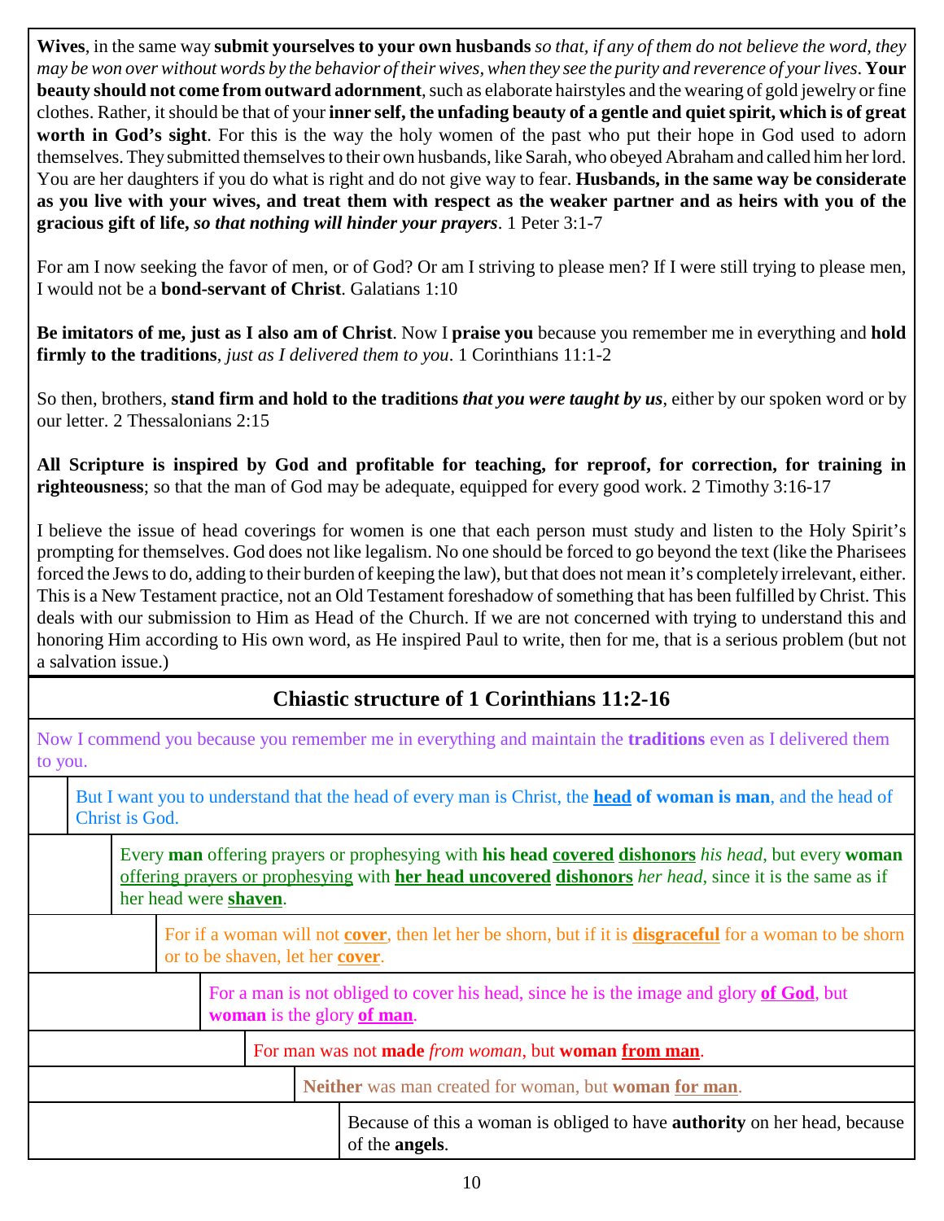**Wives**, in the same way **submit yourselves to your own husbands** *so that, if any of them do not believe the word, they may be won over without words by the behavior of their wives, when they see the purity and reverence of your lives*. **Your beauty should not come from outward adornment**, such as elaborate hairstyles and the wearing of gold jewelry or fine clothes. Rather, it should be that of your **inner self, the unfading beauty of a gentle and quiet spirit, which is of great worth in God's sight**. For this is the way the holy women of the past who put their hope in God used to adorn themselves. They submitted themselves to their own husbands, like Sarah, who obeyed Abraham and called him her lord. You are her daughters if you do what is right and do not give way to fear. **Husbands, in the same way be considerate as you live with your wives, and treat them with respect as the weaker partner and as heirs with you of the gracious gift of life,** ***so that nothing will hinder your prayers***. 1 Peter 3:1-7

For am I now seeking the favor of men, or of God? Or am I striving to please men? If I were still trying to please men, I would not be a **bond-servant of Christ**. Galatians 1:10

**Be imitators of me, just as I also am of Christ**. Now I **praise you** because you remember me in everything and **hold firmly to the traditions**, *just as I delivered them to you*. 1 Corinthians 11:1-2

So then, brothers, **stand firm and hold to the traditions** ***that you were taught by us***, either by our spoken word or by our letter. 2 Thessalonians 2:15

**All Scripture is inspired by God and profitable for teaching, for reproof, for correction, for training in righteousness**; so that the man of God may be adequate, equipped for every good work. 2 Timothy 3:16-17

I believe the issue of head coverings for women is one that each person must study and listen to the Holy Spirit's prompting for themselves. God does not like legalism. No one should be forced to go beyond the text (like the Pharisees forced the Jews to do, adding to their burden of keeping the law), but that does not mean it's completely irrelevant, either. This is a New Testament practice, not an Old Testament foreshadow of something that has been fulfilled by Christ. This deals with our submission to Him as Head of the Church. If we are not concerned with trying to understand this and honoring Him according to His own word, as He inspired Paul to write, then for me, that is a serious problem (but not a salvation issue.)

## Chiastic structure of 1 Corinthians 11:2-16

Now I commend you because you remember me in everything and maintain the **traditions** even as I delivered them to you.

> But I want you to understand that the head of every man is Christ, the <u>**head**</u> **of woman is man**, and the head of Christ is God.
>
> > Every **man** offering prayers or prophesying with **his head** <u>**covered**</u> <u>**dishonors**</u> *his head*, but every **woman** <u>offering prayers or prophesying</u> with <u>**her head uncovered**</u> <u>**dishonors**</u> *her head*, since it is the same as if her head were <u>**shaven**</u>.
> >
> > > For if a woman will not <u>**cover**</u>, then let her be shorn, but if it is <u>**disgraceful**</u> for a woman to be shorn or to be shaven, let her <u>**cover**</u>.
> > >
> > > > For a man is not obliged to cover his head, since he is the image and glory <u>**of God**</u>, but **woman** is the glory <u>**of man**</u>.
> > > >
> > > > > For man was not **made** *from woman*, but **woman** <u>**from man**</u>.
> > > > >
> > > > > > **Neither** was man created for woman, but **woman** <u>**for man**</u>.
> > > > > >
> > > > > > > Because of this a woman is obliged to have **authority** on her head, because of the **angels**.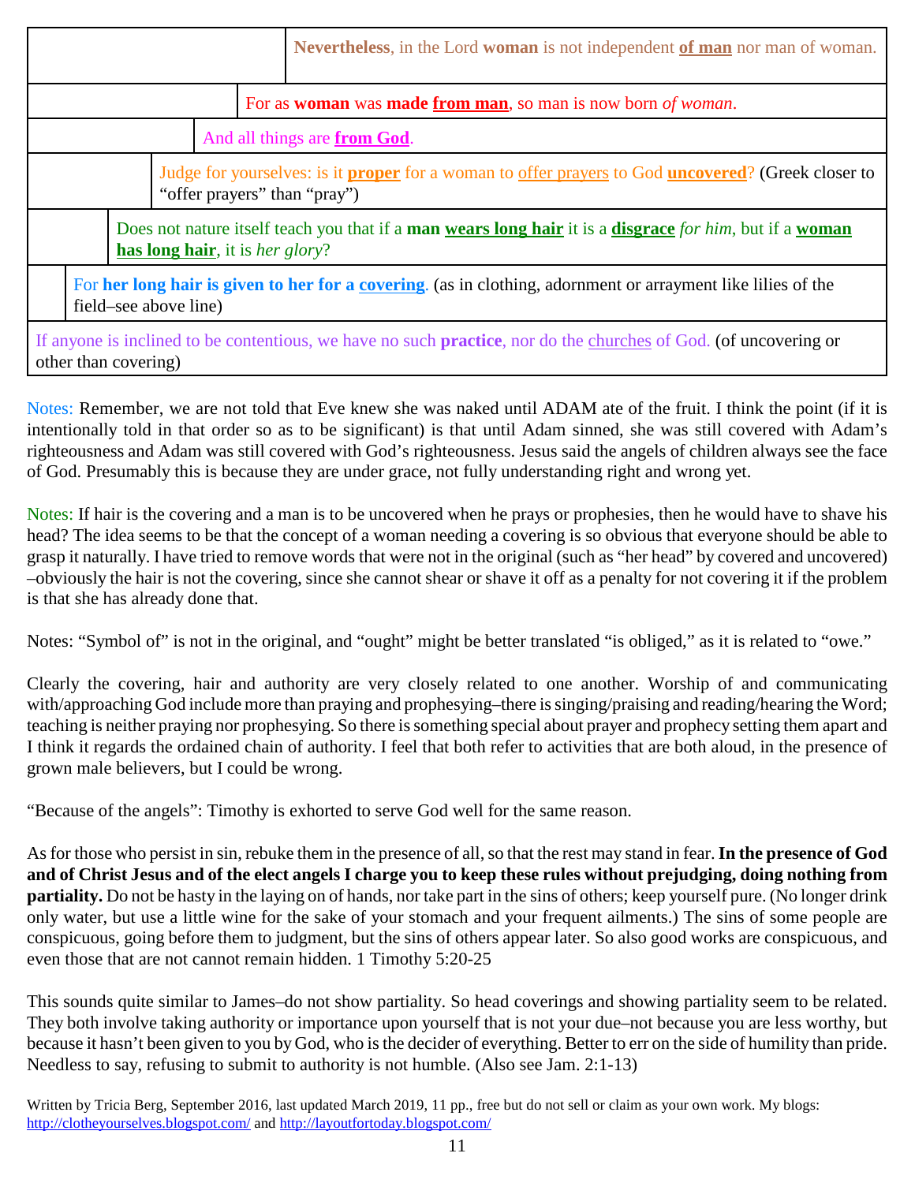| |
|---|
| **Nevertheless**, in the Lord **woman** is not independent **of man** nor man of woman. |
| For as **woman** was **made from man**, so man is now born *of woman*. |
| And all things are **from God**. |
| Judge for yourselves: is it **proper** for a woman to offer prayers to God **uncovered**? (Greek closer to "offer prayers" than "pray") |
| Does not nature itself teach you that if a **man wears long hair** it is a **disgrace** *for him*, but if a **woman has long hair**, it is *her glory*? |
| For **her long hair is given to her for a covering**. (as in clothing, adornment or arrayment like lilies of the field–see above line) |
| If anyone is inclined to be contentious, we have no such **practice**, nor do the churches of God. (of uncovering or other than covering) |

Notes: Remember, we are not told that Eve knew she was naked until ADAM ate of the fruit. I think the point (if it is intentionally told in that order so as to be significant) is that until Adam sinned, she was still covered with Adam's righteousness and Adam was still covered with God's righteousness. Jesus said the angels of children always see the face of God. Presumably this is because they are under grace, not fully understanding right and wrong yet.

Notes: If hair is the covering and a man is to be uncovered when he prays or prophesies, then he would have to shave his head? The idea seems to be that the concept of a woman needing a covering is so obvious that everyone should be able to grasp it naturally. I have tried to remove words that were not in the original (such as "her head" by covered and uncovered) –obviously the hair is not the covering, since she cannot shear or shave it off as a penalty for not covering it if the problem is that she has already done that.

Notes: "Symbol of" is not in the original, and "ought" might be better translated "is obliged," as it is related to "owe."

Clearly the covering, hair and authority are very closely related to one another. Worship of and communicating with/approaching God include more than praying and prophesying–there is singing/praising and reading/hearing the Word; teaching is neither praying nor prophesying. So there is something special about prayer and prophecy setting them apart and I think it regards the ordained chain of authority. I feel that both refer to activities that are both aloud, in the presence of grown male believers, but I could be wrong.

"Because of the angels": Timothy is exhorted to serve God well for the same reason.

As for those who persist in sin, rebuke them in the presence of all, so that the rest may stand in fear. **In the presence of God and of Christ Jesus and of the elect angels I charge you to keep these rules without prejudging, doing nothing from partiality.** Do not be hasty in the laying on of hands, nor take part in the sins of others; keep yourself pure. (No longer drink only water, but use a little wine for the sake of your stomach and your frequent ailments.) The sins of some people are conspicuous, going before them to judgment, but the sins of others appear later. So also good works are conspicuous, and even those that are not cannot remain hidden. 1 Timothy 5:20-25

This sounds quite similar to James–do not show partiality. So head coverings and showing partiality seem to be related. They both involve taking authority or importance upon yourself that is not your due–not because you are less worthy, but because it hasn't been given to you by God, who is the decider of everything. Better to err on the side of humility than pride. Needless to say, refusing to submit to authority is not humble. (Also see Jam. 2:1-13)

Written by Tricia Berg, September 2016, last updated March 2019, 11 pp., free but do not sell or claim as your own work. My blogs: http://clotheyourselves.blogspot.com/ and http://layoutfortoday.blogspot.com/